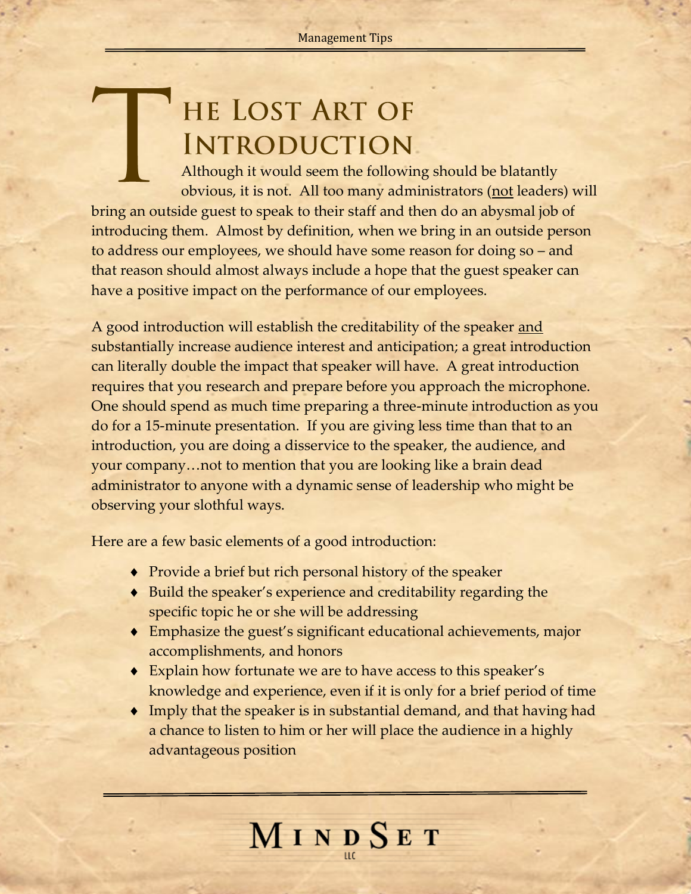# The Lost Art of Introduction

Although it would seem the following should be blatantly obvious, it is not. All too many administrators (not leaders) will bring an outside guest to speak to their staff and then do an abysmal job of introducing them. Almost by definition, when we bring in an outside person to address our employees, we should have some reason for doing so – and that reason should almost always include a hope that the guest speaker can have a positive impact on the performance of our employees.

A good introduction will establish the creditability of the speaker and substantially increase audience interest and anticipation; a great introduction can literally double the impact that speaker will have. A great introduction requires that you research and prepare before you approach the microphone. One should spend as much time preparing a three-minute introduction as you do for a 15-minute presentation. If you are giving less time than that to an introduction, you are doing a disservice to the speaker, the audience, and your company…not to mention that you are looking like a brain dead administrator to anyone with a dynamic sense of leadership who might be observing your slothful ways.

Here are a few basic elements of a good introduction:

- Provide a brief but rich personal history of the speaker
- Build the speaker's experience and creditability regarding the specific topic he or she will be addressing
- Emphasize the guest's significant educational achievements, major accomplishments, and honors
- Explain how fortunate we are to have access to this speaker's knowledge and experience, even if it is only for a brief period of time
- Imply that the speaker is in substantial demand, and that having had a chance to listen to him or her will place the audience in a highly advantageous position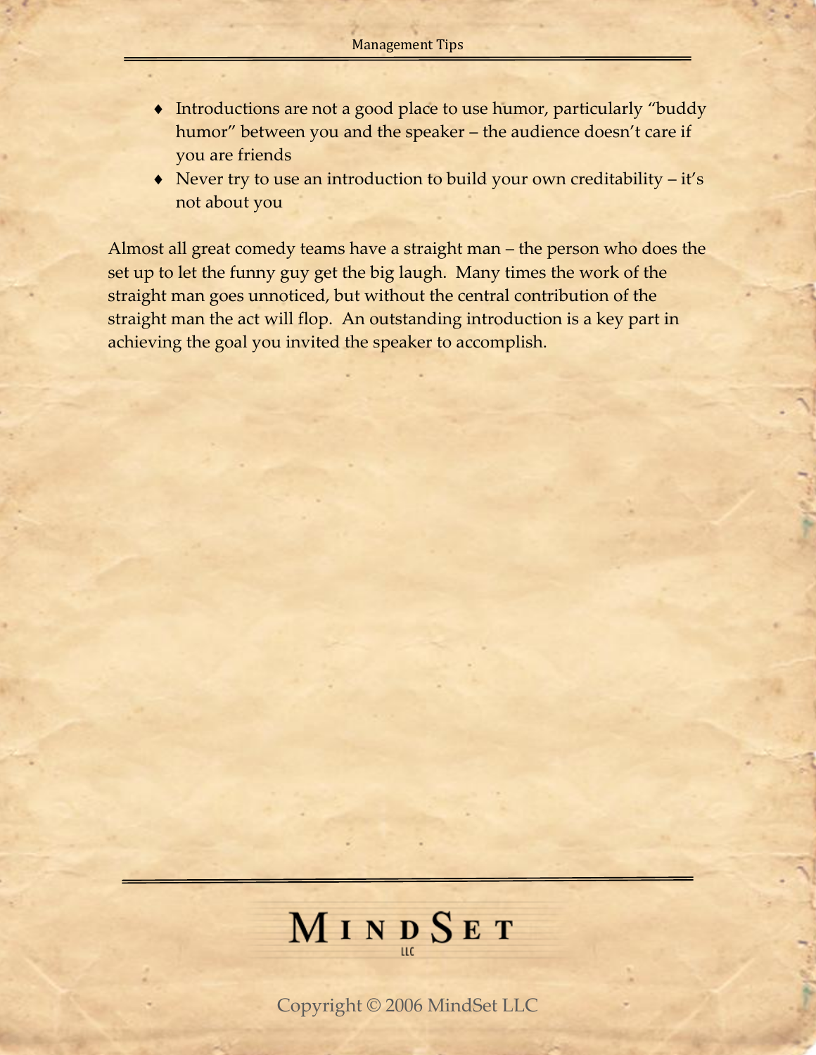- Introductions are not a good place to use humor, particularly "buddy humor" between you and the speaker – the audience doesn't care if you are friends
- Never try to use an introduction to build your own creditability – it's not about you

Almost all great comedy teams have a straight man – the person who does the set up to let the funny guy get the big laugh. Many times the work of the straight man goes unnoticed, but without the central contribution of the straight man the act will flop. An outstanding introduction is a key part in achieving the goal you invited the speaker to accomplish.